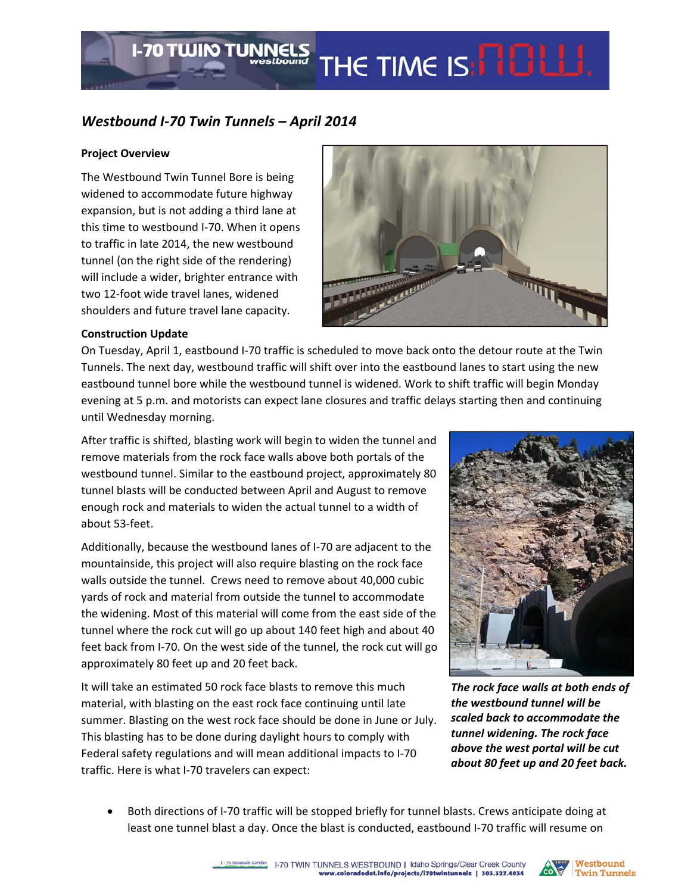## Westbound I-70 Twin Tunnels – April 2014

### Project Overview

The Westbound Twin Tunnel Bore is being widened to accommodate future highway expansion, but is not adding a third lane at this time to westbound I-70. When it opens to traffic in late 2014, the new westbound tunnel (on the right side of the rendering) will include a wider, brighter entrance with two 12-foot wide travel lanes, widened shoulders and future travel lane capacity.

### Construction Update

On Tuesday, April 1, eastbound I-70 traffic is scheduled to move back onto the detour route at the Twin Tunnels. The next day, westbound traffic will shift over into the eastbound lanes to start using the new eastbound tunnel bore while the westbound tunnel is widened. Work to shift traffic will begin Monday evening at 5 p.m. and motorists can expect lane closures and traffic delays starting then and continuing until Wednesday morning.

After traffic is shifted, blasting work will begin to widen the tunnel and remove materials from the rock face walls above both portals of the westbound tunnel. Similar to the eastbound project, approximately 80 tunnel blasts will be conducted between April and August to remove enough rock and materials to widen the actual tunnel to a width of about 53-feet.

Additionally, because the westbound lanes of I-70 are adjacent to the mountainside, this project will also require blasting on the rock face walls outside the tunnel. Crews need to remove about 40,000 cubic yards of rock and material from outside the tunnel to accommodate the widening. Most of this material will come from the east side of the tunnel where the rock cut will go up about 140 feet high and about 40 feet back from I-70. On the west side of the tunnel, the rock cut will go approximately 80 feet up and 20 feet back.

***The rock face walls at both ends of the westbound tunnel will be scaled back to accommodate the tunnel widening. The rock face above the west portal will be cut about 80 feet up and 20 feet back.***

It will take an estimated 50 rock face blasts to remove this much material, with blasting on the east rock face continuing until late summer. Blasting on the west rock face should be done in June or July. This blasting has to be done during daylight hours to comply with Federal safety regulations and will mean additional impacts to I-70 traffic. Here is what I-70 travelers can expect:

- Both directions of I-70 traffic will be stopped briefly for tunnel blasts. Crews anticipate doing at least one tunnel blast a day. Once the blast is conducted, eastbound I-70 traffic will resume on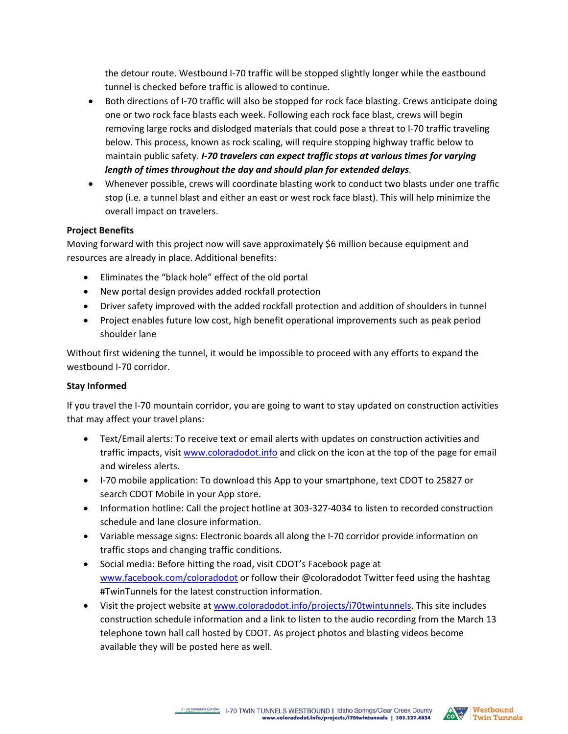the detour route. Westbound I-70 traffic will be stopped slightly longer while the eastbound tunnel is checked before traffic is allowed to continue.

- Both directions of I-70 traffic will also be stopped for rock face blasting. Crews anticipate doing one or two rock face blasts each week. Following each rock face blast, crews will begin removing large rocks and dislodged materials that could pose a threat to I-70 traffic traveling below. This process, known as rock scaling, will require stopping highway traffic below to maintain public safety. ***I-70 travelers can expect traffic stops at various times for varying length of times throughout the day and should plan for extended delays***.
- Whenever possible, crews will coordinate blasting work to conduct two blasts under one traffic stop (i.e. a tunnel blast and either an east or west rock face blast). This will help minimize the overall impact on travelers.

**Project Benefits**

Moving forward with this project now will save approximately $6 million because equipment and resources are already in place. Additional benefits:

- Eliminates the "black hole" effect of the old portal
- New portal design provides added rockfall protection
- Driver safety improved with the added rockfall protection and addition of shoulders in tunnel
- Project enables future low cost, high benefit operational improvements such as peak period shoulder lane

Without first widening the tunnel, it would be impossible to proceed with any efforts to expand the westbound I-70 corridor.

**Stay Informed**

If you travel the I-70 mountain corridor, you are going to want to stay updated on construction activities that may affect your travel plans:

- Text/Email alerts: To receive text or email alerts with updates on construction activities and traffic impacts, visit [www.coloradodot.info](www.coloradodot.info) and click on the icon at the top of the page for email and wireless alerts.
- I-70 mobile application: To download this App to your smartphone, text CDOT to 25827 or search CDOT Mobile in your App store.
- Information hotline: Call the project hotline at 303-327-4034 to listen to recorded construction schedule and lane closure information.
- Variable message signs: Electronic boards all along the I-70 corridor provide information on traffic stops and changing traffic conditions.
- Social media: Before hitting the road, visit CDOT's Facebook page at [www.facebook.com/coloradodot](www.facebook.com/coloradodot) or follow their @coloradodot Twitter feed using the hashtag #TwinTunnels for the latest construction information.
- Visit the project website at [www.coloradodot.info/projects/i70twintunnels](www.coloradodot.info/projects/i70twintunnels). This site includes construction schedule information and a link to listen to the audio recording from the March 13 telephone town hall call hosted by CDOT. As project photos and blasting videos become available they will be posted here as well.